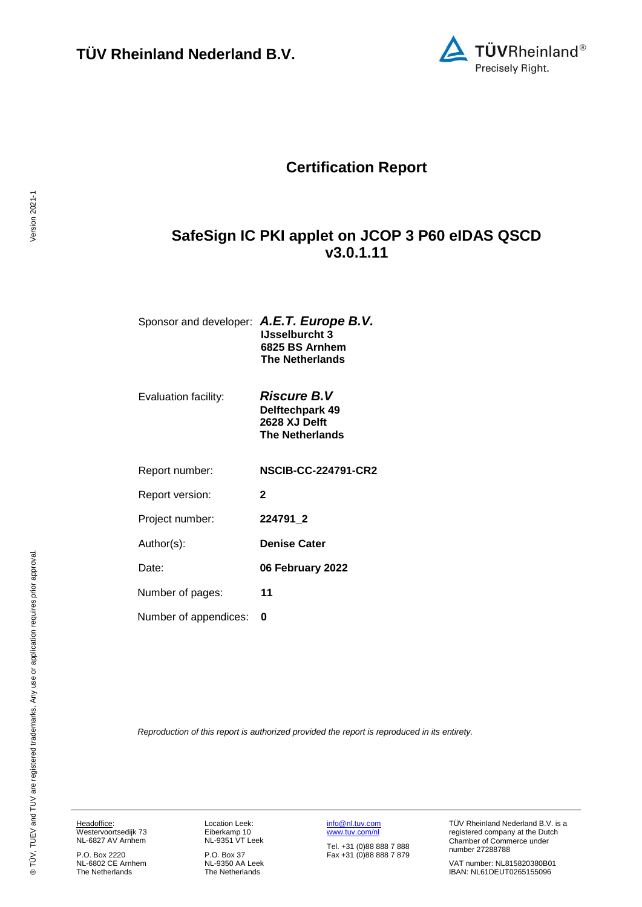# TÜV Rheinland Nederland B.V.

## Certification Report

## SafeSign IC PKI applet on JCOP 3 P60 eIDAS QSCD v3.0.1.11

| | |
|---|---|
| Sponsor and developer: | ***A.E.T. Europe B.V.*** **IJsselburcht 3** **6825 BS Arnhem** **The Netherlands** |
| Evaluation facility: | ***Riscure B.V*** **Delftechpark 49** **2628 XJ Delft** **The Netherlands** |
| Report number: | **NSCIB-CC-224791-CR2** |
| Report version: | **2** |
| Project number: | **224791_2** |
| Author(s): | **Denise Cater** |
| Date: | **06 February 2022** |
| Number of pages: | **11** |
| Number of appendices: | **0** |

*Reproduction of this report is authorized provided the report is reproduced in its entirety.*

Headoffice:
Westervoortsedijk 73
NL-6827 AV Arnhem

P.O. Box 2220
NL-6802 CE Arnhem
The Netherlands

Location Leek:
Eiberkamp 10
NL-9351 VT Leek

P.O. Box 37
NL-9350 AA Leek
The Netherlands

info@nl.tuv.com
www.tuv.com/nl

Tel. +31 (0)88 888 7 888
Fax +31 (0)88 888 7 879

TÜV Rheinland Nederland B.V. is a registered company at the Dutch Chamber of Commerce under number 27288788

VAT number: NL815820380B01
IBAN: NL61DEUT0265155096

® TÜV, TUEV and TUV are registered trademarks. Any use or application requires prior approval.

Version 2021-1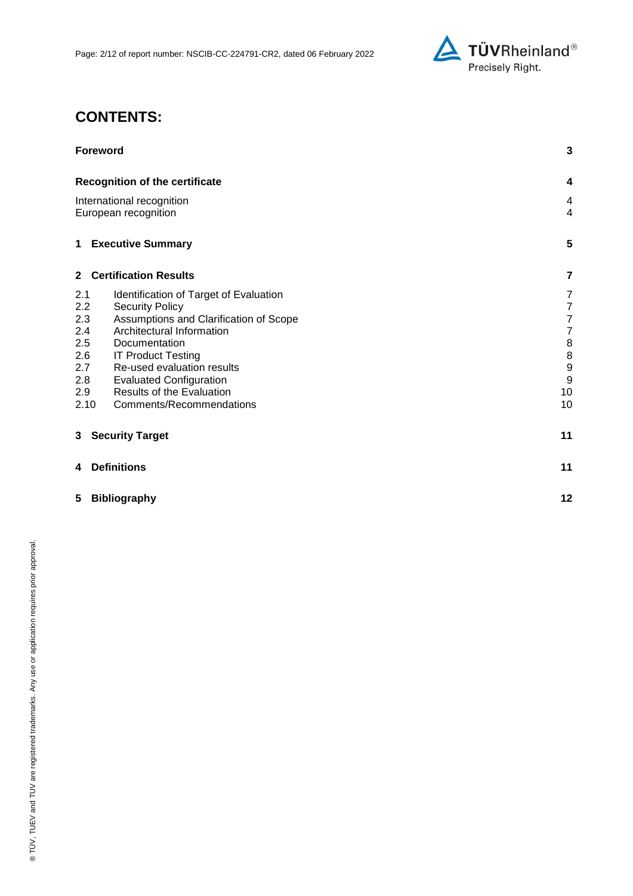# CONTENTS:

| | |
|---|---|
| **Foreword** | **3** |
| **Recognition of the certificate** | **4** |
| International recognition | 4 |
| European recognition | 4 |
| **1 Executive Summary** | **5** |
| **2 Certification Results** | **7** |
| 2.1 Identification of Target of Evaluation | 7 |
| 2.2 Security Policy | 7 |
| 2.3 Assumptions and Clarification of Scope | 7 |
| 2.4 Architectural Information | 7 |
| 2.5 Documentation | 8 |
| 2.6 IT Product Testing | 8 |
| 2.7 Re-used evaluation results | 9 |
| 2.8 Evaluated Configuration | 9 |
| 2.9 Results of the Evaluation | 10 |
| 2.10 Comments/Recommendations | 10 |
| **3 Security Target** | **11** |
| **4 Definitions** | **11** |
| **5 Bibliography** | **12** |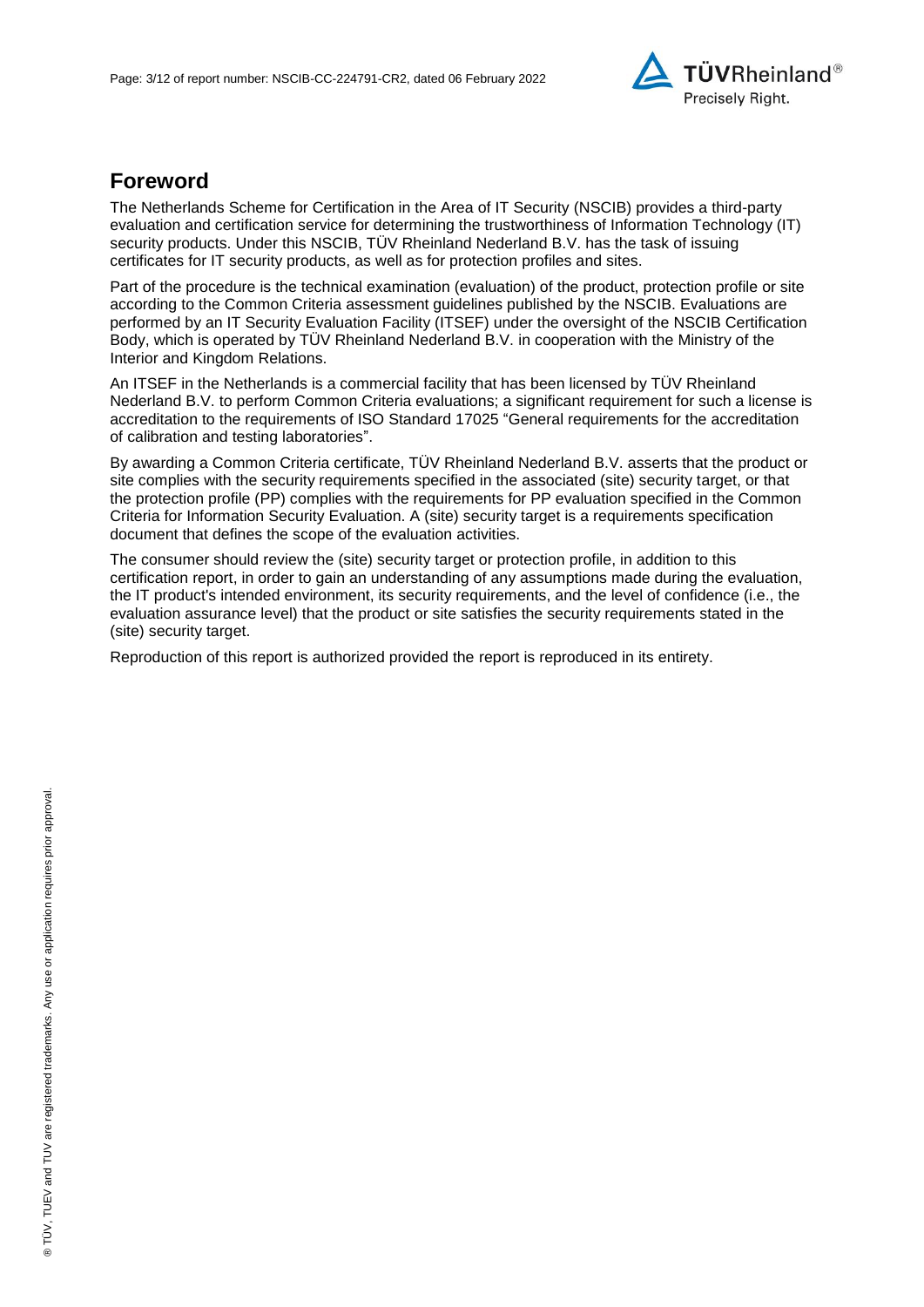## Foreword

The Netherlands Scheme for Certification in the Area of IT Security (NSCIB) provides a third-party evaluation and certification service for determining the trustworthiness of Information Technology (IT) security products. Under this NSCIB, TÜV Rheinland Nederland B.V. has the task of issuing certificates for IT security products, as well as for protection profiles and sites.

Part of the procedure is the technical examination (evaluation) of the product, protection profile or site according to the Common Criteria assessment guidelines published by the NSCIB. Evaluations are performed by an IT Security Evaluation Facility (ITSEF) under the oversight of the NSCIB Certification Body, which is operated by TÜV Rheinland Nederland B.V. in cooperation with the Ministry of the Interior and Kingdom Relations.

An ITSEF in the Netherlands is a commercial facility that has been licensed by TÜV Rheinland Nederland B.V. to perform Common Criteria evaluations; a significant requirement for such a license is accreditation to the requirements of ISO Standard 17025 "General requirements for the accreditation of calibration and testing laboratories".

By awarding a Common Criteria certificate, TÜV Rheinland Nederland B.V. asserts that the product or site complies with the security requirements specified in the associated (site) security target, or that the protection profile (PP) complies with the requirements for PP evaluation specified in the Common Criteria for Information Security Evaluation. A (site) security target is a requirements specification document that defines the scope of the evaluation activities.

The consumer should review the (site) security target or protection profile, in addition to this certification report, in order to gain an understanding of any assumptions made during the evaluation, the IT product's intended environment, its security requirements, and the level of confidence (i.e., the evaluation assurance level) that the product or site satisfies the security requirements stated in the (site) security target.

Reproduction of this report is authorized provided the report is reproduced in its entirety.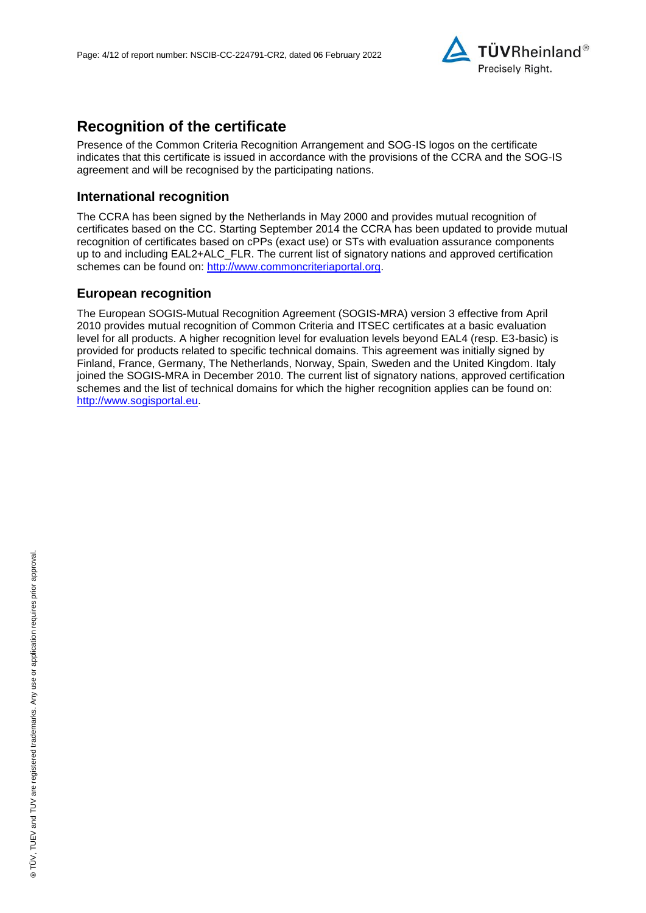## Recognition of the certificate

Presence of the Common Criteria Recognition Arrangement and SOG-IS logos on the certificate indicates that this certificate is issued in accordance with the provisions of the CCRA and the SOG-IS agreement and will be recognised by the participating nations.

### International recognition

The CCRA has been signed by the Netherlands in May 2000 and provides mutual recognition of certificates based on the CC. Starting September 2014 the CCRA has been updated to provide mutual recognition of certificates based on cPPs (exact use) or STs with evaluation assurance components up to and including EAL2+ALC_FLR. The current list of signatory nations and approved certification schemes can be found on: http://www.commoncriteriaportal.org.

### European recognition

The European SOGIS-Mutual Recognition Agreement (SOGIS-MRA) version 3 effective from April 2010 provides mutual recognition of Common Criteria and ITSEC certificates at a basic evaluation level for all products. A higher recognition level for evaluation levels beyond EAL4 (resp. E3-basic) is provided for products related to specific technical domains. This agreement was initially signed by Finland, France, Germany, The Netherlands, Norway, Spain, Sweden and the United Kingdom. Italy joined the SOGIS-MRA in December 2010. The current list of signatory nations, approved certification schemes and the list of technical domains for which the higher recognition applies can be found on: http://www.sogisportal.eu.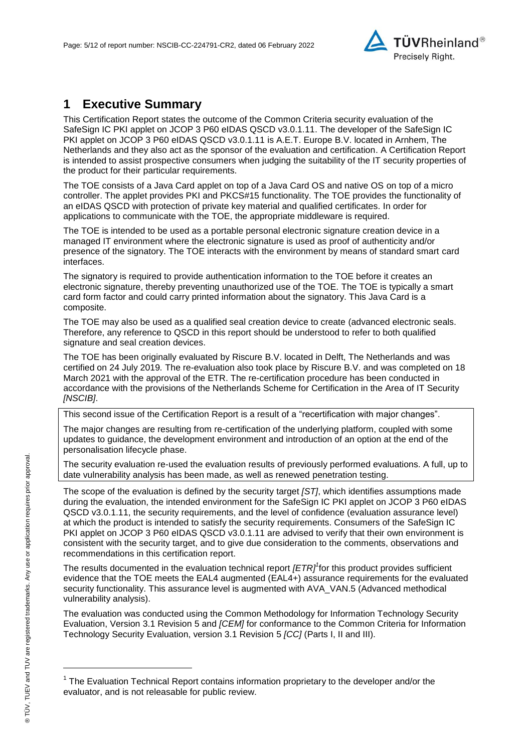# 1 Executive Summary

This Certification Report states the outcome of the Common Criteria security evaluation of the SafeSign IC PKI applet on JCOP 3 P60 eIDAS QSCD v3.0.1.11. The developer of the SafeSign IC PKI applet on JCOP 3 P60 eIDAS QSCD v3.0.1.11 is A.E.T. Europe B.V. located in Arnhem, The Netherlands and they also act as the sponsor of the evaluation and certification. A Certification Report is intended to assist prospective consumers when judging the suitability of the IT security properties of the product for their particular requirements.

The TOE consists of a Java Card applet on top of a Java Card OS and native OS on top of a micro controller. The applet provides PKI and PKCS#15 functionality. The TOE provides the functionality of an eIDAS QSCD with protection of private key material and qualified certificates. In order for applications to communicate with the TOE, the appropriate middleware is required.

The TOE is intended to be used as a portable personal electronic signature creation device in a managed IT environment where the electronic signature is used as proof of authenticity and/or presence of the signatory. The TOE interacts with the environment by means of standard smart card interfaces.

The signatory is required to provide authentication information to the TOE before it creates an electronic signature, thereby preventing unauthorized use of the TOE. The TOE is typically a smart card form factor and could carry printed information about the signatory. This Java Card is a composite.

The TOE may also be used as a qualified seal creation device to create (advanced electronic seals. Therefore, any reference to QSCD in this report should be understood to refer to both qualified signature and seal creation devices.

The TOE has been originally evaluated by Riscure B.V. located in Delft, The Netherlands and was certified on 24 July 2019. The re-evaluation also took place by Riscure B.V. and was completed on 18 March 2021 with the approval of the ETR. The re-certification procedure has been conducted in accordance with the provisions of the Netherlands Scheme for Certification in the Area of IT Security *[NSCIB]*.

This second issue of the Certification Report is a result of a "recertification with major changes".

The major changes are resulting from re-certification of the underlying platform, coupled with some updates to guidance, the development environment and introduction of an option at the end of the personalisation lifecycle phase.

The security evaluation re-used the evaluation results of previously performed evaluations. A full, up to date vulnerability analysis has been made, as well as renewed penetration testing.

The scope of the evaluation is defined by the security target *[ST]*, which identifies assumptions made during the evaluation, the intended environment for the SafeSign IC PKI applet on JCOP 3 P60 eIDAS QSCD v3.0.1.11, the security requirements, and the level of confidence (evaluation assurance level) at which the product is intended to satisfy the security requirements. Consumers of the SafeSign IC PKI applet on JCOP 3 P60 eIDAS QSCD v3.0.1.11 are advised to verify that their own environment is consistent with the security target, and to give due consideration to the comments, observations and recommendations in this certification report.

The results documented in the evaluation technical report *[ETR]*[1] for this product provides sufficient evidence that the TOE meets the EAL4 augmented (EAL4+) assurance requirements for the evaluated security functionality. This assurance level is augmented with AVA_VAN.5 (Advanced methodical vulnerability analysis).

The evaluation was conducted using the Common Methodology for Information Technology Security Evaluation, Version 3.1 Revision 5 and *[CEM]* for conformance to the Common Criteria for Information Technology Security Evaluation, version 3.1 Revision 5 *[CC]* (Parts I, II and III).

---

[1] The Evaluation Technical Report contains information proprietary to the developer and/or the evaluator, and is not releasable for public review.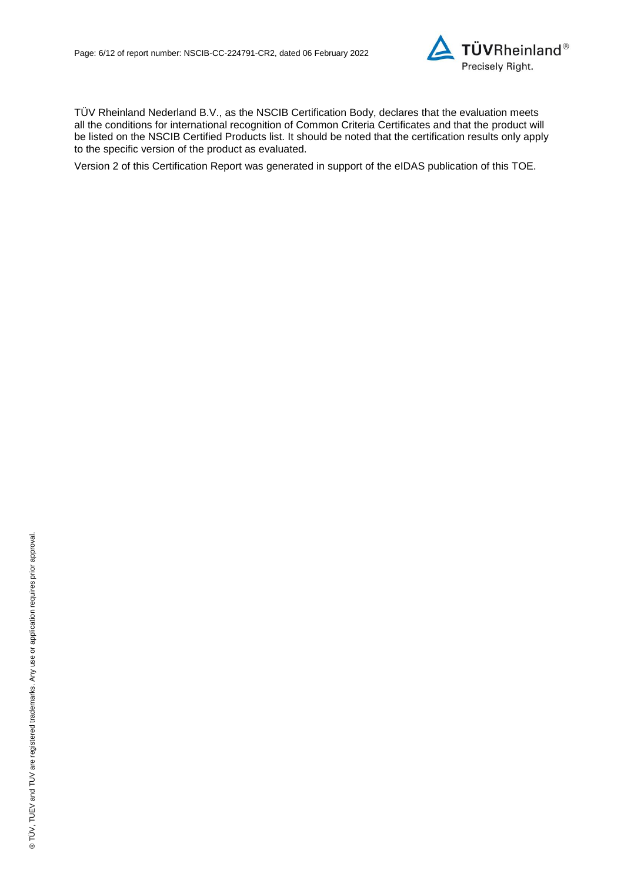TÜV Rheinland Nederland B.V., as the NSCIB Certification Body, declares that the evaluation meets all the conditions for international recognition of Common Criteria Certificates and that the product will be listed on the NSCIB Certified Products list. It should be noted that the certification results only apply to the specific version of the product as evaluated.

Version 2 of this Certification Report was generated in support of the eIDAS publication of this TOE.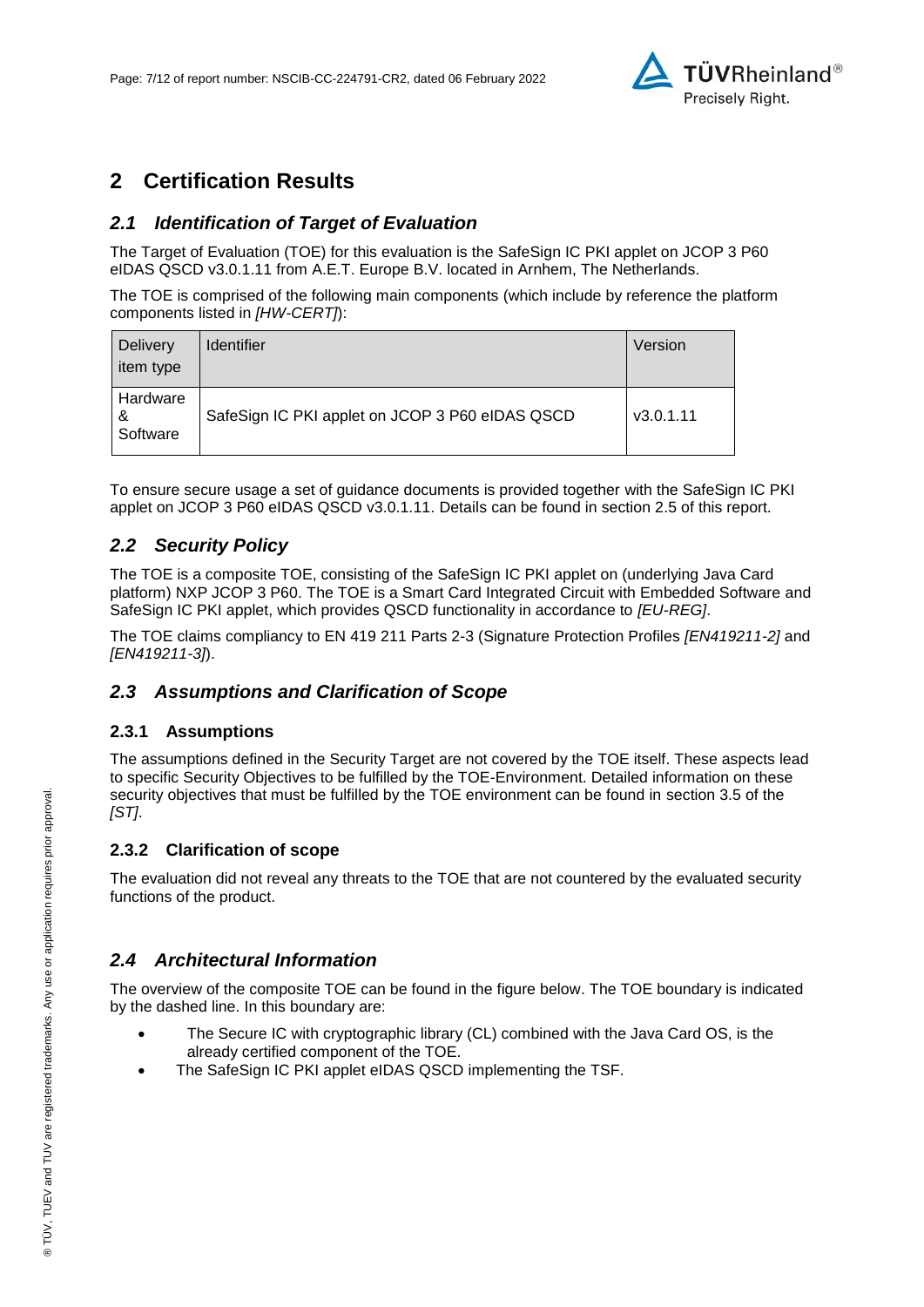# 2 Certification Results

## *2.1 Identification of Target of Evaluation*

The Target of Evaluation (TOE) for this evaluation is the SafeSign IC PKI applet on JCOP 3 P60 eIDAS QSCD v3.0.1.11 from A.E.T. Europe B.V. located in Arnhem, The Netherlands.

The TOE is comprised of the following main components (which include by reference the platform components listed in *[HW-CERT]*):

| Delivery item type | Identifier | Version |
|---|---|---|
| Hardware & Software | SafeSign IC PKI applet on JCOP 3 P60 eIDAS QSCD | v3.0.1.11 |

To ensure secure usage a set of guidance documents is provided together with the SafeSign IC PKI applet on JCOP 3 P60 eIDAS QSCD v3.0.1.11. Details can be found in section 2.5 of this report.

## *2.2 Security Policy*

The TOE is a composite TOE, consisting of the SafeSign IC PKI applet on (underlying Java Card platform) NXP JCOP 3 P60. The TOE is a Smart Card Integrated Circuit with Embedded Software and SafeSign IC PKI applet, which provides QSCD functionality in accordance to *[EU-REG]*.

The TOE claims compliancy to EN 419 211 Parts 2-3 (Signature Protection Profiles *[EN419211-2]* and *[EN419211-3]*).

## *2.3 Assumptions and Clarification of Scope*

### 2.3.1 Assumptions

The assumptions defined in the Security Target are not covered by the TOE itself. These aspects lead to specific Security Objectives to be fulfilled by the TOE-Environment. Detailed information on these security objectives that must be fulfilled by the TOE environment can be found in section 3.5 of the *[ST]*.

### 2.3.2 Clarification of scope

The evaluation did not reveal any threats to the TOE that are not countered by the evaluated security functions of the product.

## *2.4 Architectural Information*

The overview of the composite TOE can be found in the figure below. The TOE boundary is indicated by the dashed line. In this boundary are:

- The Secure IC with cryptographic library (CL) combined with the Java Card OS, is the already certified component of the TOE.
- The SafeSign IC PKI applet eIDAS QSCD implementing the TSF.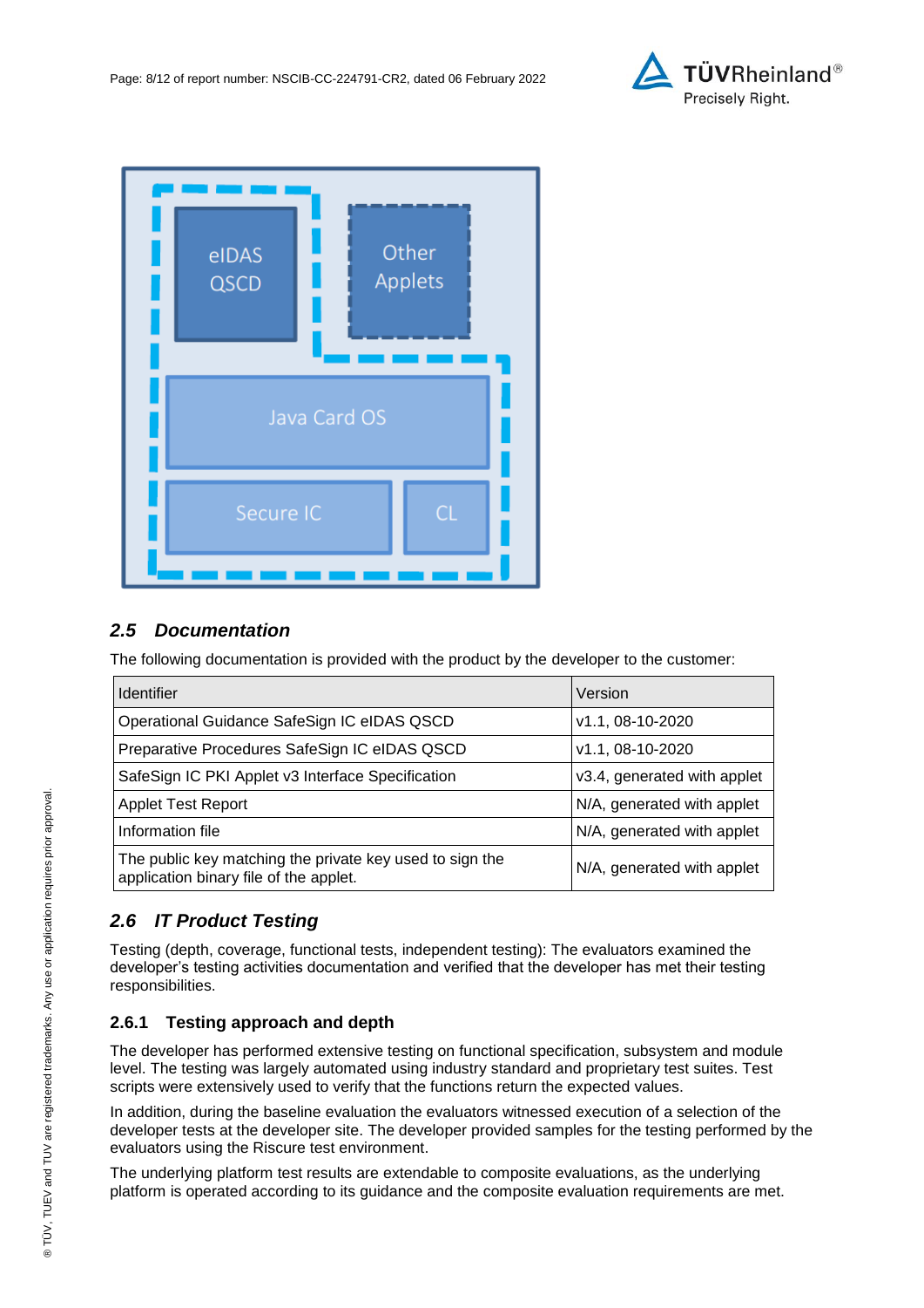## 2.5 Documentation

The following documentation is provided with the product by the developer to the customer:

| Identifier | Version |
|---|---|
| Operational Guidance SafeSign IC eIDAS QSCD | v1.1, 08-10-2020 |
| Preparative Procedures SafeSign IC eIDAS QSCD | v1.1, 08-10-2020 |
| SafeSign IC PKI Applet v3 Interface Specification | v3.4, generated with applet |
| Applet Test Report | N/A, generated with applet |
| Information file | N/A, generated with applet |
| The public key matching the private key used to sign the application binary file of the applet. | N/A, generated with applet |

## 2.6 IT Product Testing

Testing (depth, coverage, functional tests, independent testing): The evaluators examined the developer's testing activities documentation and verified that the developer has met their testing responsibilities.

### 2.6.1 Testing approach and depth

The developer has performed extensive testing on functional specification, subsystem and module level. The testing was largely automated using industry standard and proprietary test suites. Test scripts were extensively used to verify that the functions return the expected values.

In addition, during the baseline evaluation the evaluators witnessed execution of a selection of the developer tests at the developer site. The developer provided samples for the testing performed by the evaluators using the Riscure test environment.

The underlying platform test results are extendable to composite evaluations, as the underlying platform is operated according to its guidance and the composite evaluation requirements are met.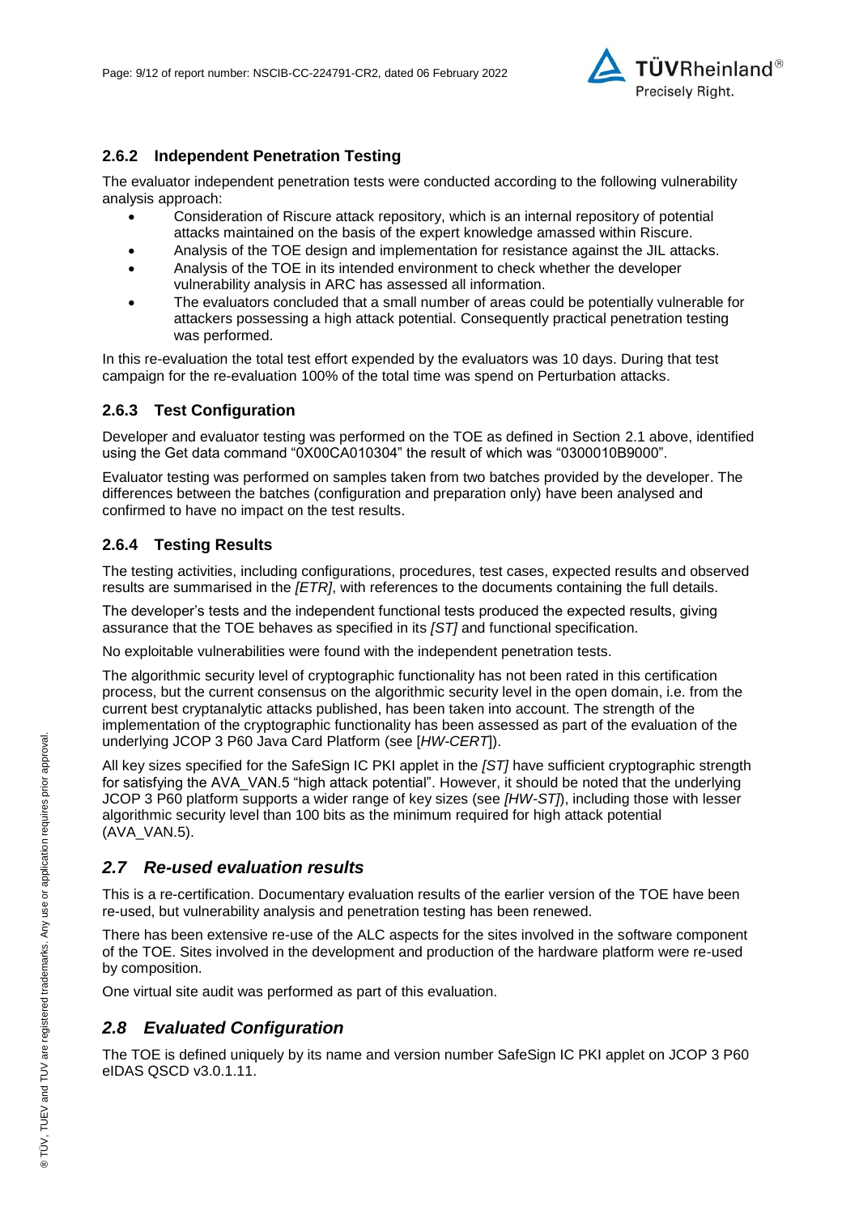### 2.6.2 Independent Penetration Testing

The evaluator independent penetration tests were conducted according to the following vulnerability analysis approach:

- Consideration of Riscure attack repository, which is an internal repository of potential attacks maintained on the basis of the expert knowledge amassed within Riscure.
- Analysis of the TOE design and implementation for resistance against the JIL attacks.
- Analysis of the TOE in its intended environment to check whether the developer vulnerability analysis in ARC has assessed all information.
- The evaluators concluded that a small number of areas could be potentially vulnerable for attackers possessing a high attack potential. Consequently practical penetration testing was performed.

In this re-evaluation the total test effort expended by the evaluators was 10 days. During that test campaign for the re-evaluation 100% of the total time was spend on Perturbation attacks.

### 2.6.3 Test Configuration

Developer and evaluator testing was performed on the TOE as defined in Section 2.1 above, identified using the Get data command "0X00CA010304" the result of which was "0300010B9000".

Evaluator testing was performed on samples taken from two batches provided by the developer. The differences between the batches (configuration and preparation only) have been analysed and confirmed to have no impact on the test results.

### 2.6.4 Testing Results

The testing activities, including configurations, procedures, test cases, expected results and observed results are summarised in the *[ETR]*, with references to the documents containing the full details.

The developer's tests and the independent functional tests produced the expected results, giving assurance that the TOE behaves as specified in its *[ST]* and functional specification.

No exploitable vulnerabilities were found with the independent penetration tests.

The algorithmic security level of cryptographic functionality has not been rated in this certification process, but the current consensus on the algorithmic security level in the open domain, i.e. from the current best cryptanalytic attacks published, has been taken into account. The strength of the implementation of the cryptographic functionality has been assessed as part of the evaluation of the underlying JCOP 3 P60 Java Card Platform (see [*HW-CERT*]).

All key sizes specified for the SafeSign IC PKI applet in the *[ST]* have sufficient cryptographic strength for satisfying the AVA_VAN.5 "high attack potential". However, it should be noted that the underlying JCOP 3 P60 platform supports a wider range of key sizes (see *[HW-ST]*), including those with lesser algorithmic security level than 100 bits as the minimum required for high attack potential (AVA_VAN.5).

## *2.7 Re-used evaluation results*

This is a re-certification. Documentary evaluation results of the earlier version of the TOE have been re-used, but vulnerability analysis and penetration testing has been renewed.

There has been extensive re-use of the ALC aspects for the sites involved in the software component of the TOE. Sites involved in the development and production of the hardware platform were re-used by composition.

One virtual site audit was performed as part of this evaluation.

## *2.8 Evaluated Configuration*

The TOE is defined uniquely by its name and version number SafeSign IC PKI applet on JCOP 3 P60 eIDAS QSCD v3.0.1.11.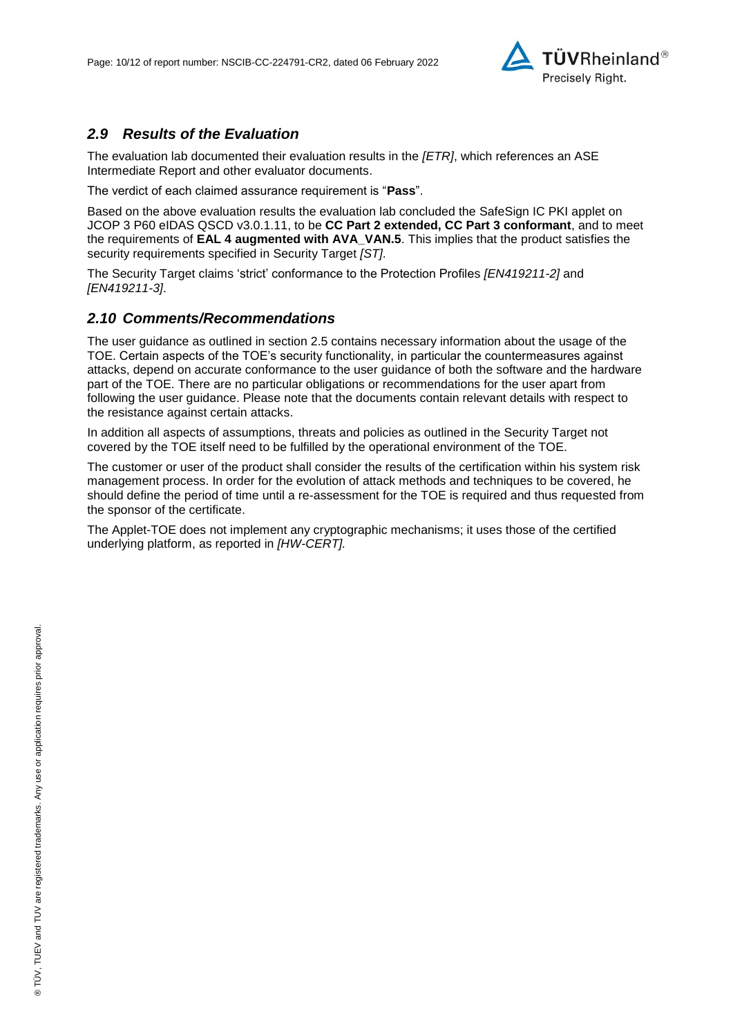## *2.9 Results of the Evaluation*

The evaluation lab documented their evaluation results in the *[ETR]*, which references an ASE Intermediate Report and other evaluator documents.

The verdict of each claimed assurance requirement is "**Pass**".

Based on the above evaluation results the evaluation lab concluded the SafeSign IC PKI applet on JCOP 3 P60 eIDAS QSCD v3.0.1.11, to be **CC Part 2 extended, CC Part 3 conformant**, and to meet the requirements of **EAL 4 augmented with AVA_VAN.5**. This implies that the product satisfies the security requirements specified in Security Target *[ST]*.

The Security Target claims 'strict' conformance to the Protection Profiles *[EN419211-2]* and *[EN419211-3]*.

## *2.10 Comments/Recommendations*

The user guidance as outlined in section 2.5 contains necessary information about the usage of the TOE. Certain aspects of the TOE's security functionality, in particular the countermeasures against attacks, depend on accurate conformance to the user guidance of both the software and the hardware part of the TOE. There are no particular obligations or recommendations for the user apart from following the user guidance. Please note that the documents contain relevant details with respect to the resistance against certain attacks.

In addition all aspects of assumptions, threats and policies as outlined in the Security Target not covered by the TOE itself need to be fulfilled by the operational environment of the TOE.

The customer or user of the product shall consider the results of the certification within his system risk management process. In order for the evolution of attack methods and techniques to be covered, he should define the period of time until a re-assessment for the TOE is required and thus requested from the sponsor of the certificate.

The Applet-TOE does not implement any cryptographic mechanisms; it uses those of the certified underlying platform, as reported in *[HW-CERT].*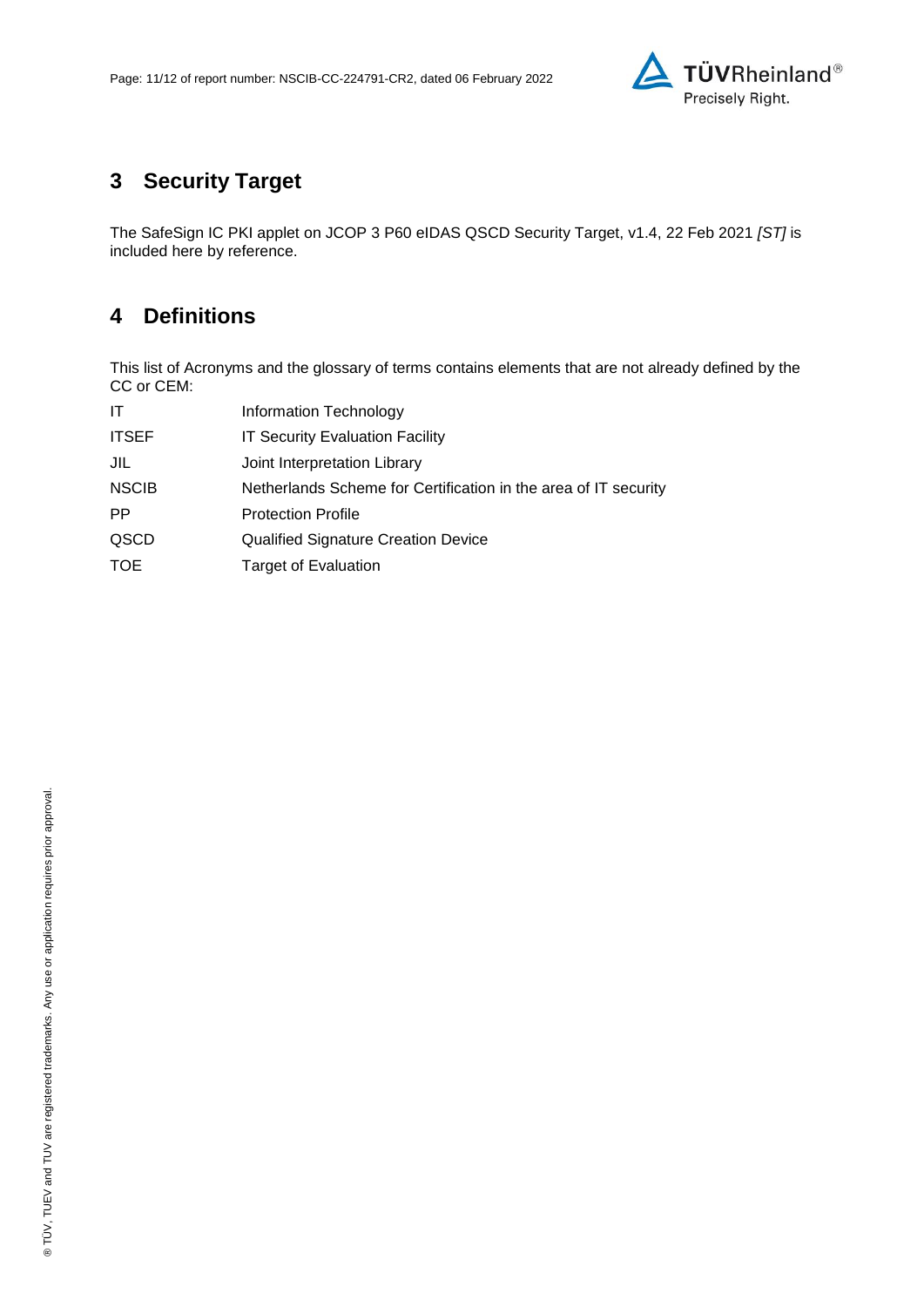## 3 Security Target

The SafeSign IC PKI applet on JCOP 3 P60 eIDAS QSCD Security Target, v1.4, 22 Feb 2021 *[ST]* is included here by reference.

## 4 Definitions

This list of Acronyms and the glossary of terms contains elements that are not already defined by the CC or CEM:

| | |
|---|---|
| IT | Information Technology |
| ITSEF | IT Security Evaluation Facility |
| JIL | Joint Interpretation Library |
| NSCIB | Netherlands Scheme for Certification in the area of IT security |
| PP | Protection Profile |
| QSCD | Qualified Signature Creation Device |
| TOE | Target of Evaluation |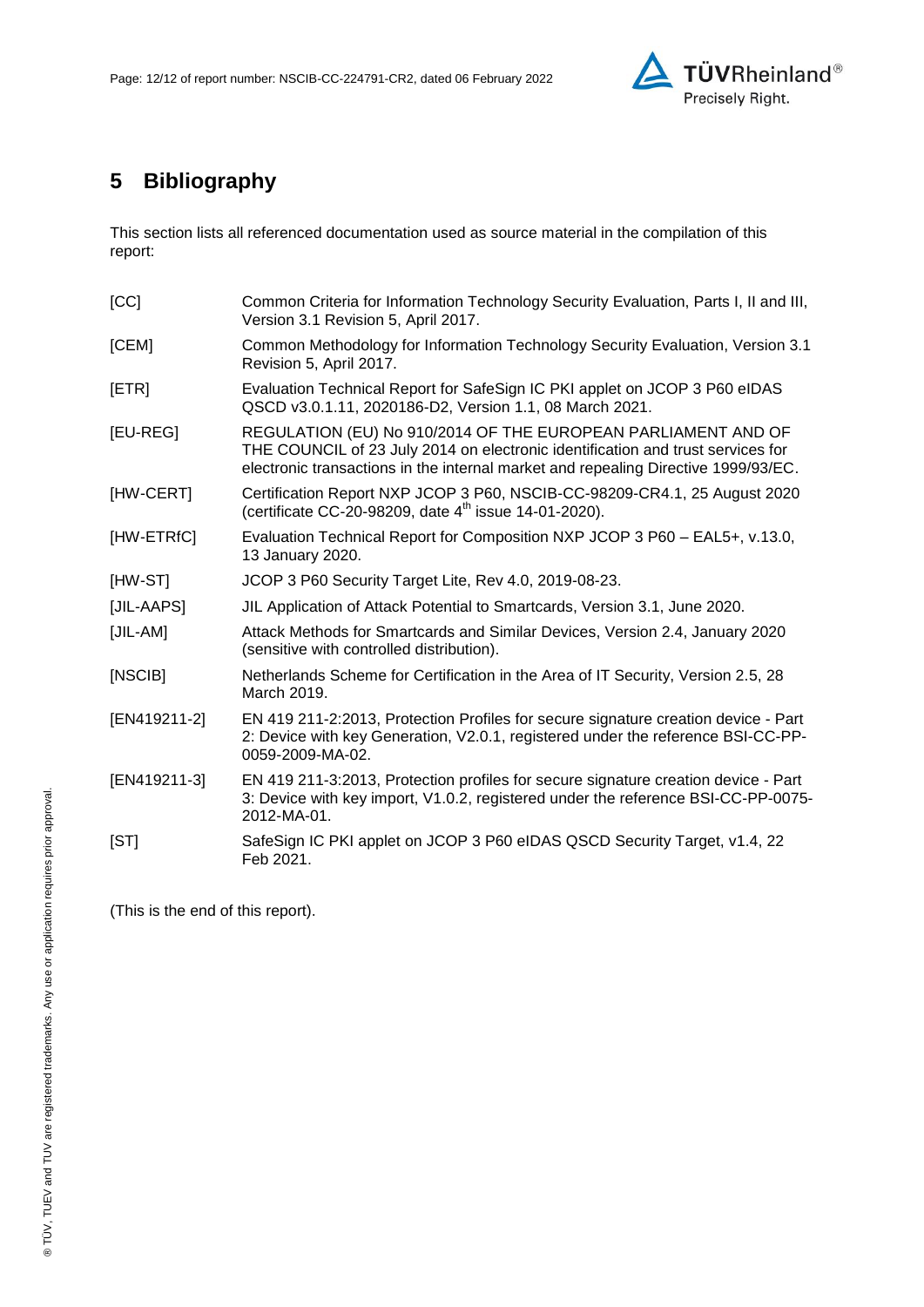## 5 Bibliography

This section lists all referenced documentation used as source material in the compilation of this report:

| | |
|---|---|
| [CC] | Common Criteria for Information Technology Security Evaluation, Parts I, II and III, Version 3.1 Revision 5, April 2017. |
| [CEM] | Common Methodology for Information Technology Security Evaluation, Version 3.1 Revision 5, April 2017. |
| [ETR] | Evaluation Technical Report for SafeSign IC PKI applet on JCOP 3 P60 eIDAS QSCD v3.0.1.11, 2020186-D2, Version 1.1, 08 March 2021. |
| [EU-REG] | REGULATION (EU) No 910/2014 OF THE EUROPEAN PARLIAMENT AND OF THE COUNCIL of 23 July 2014 on electronic identification and trust services for electronic transactions in the internal market and repealing Directive 1999/93/EC. |
| [HW-CERT] | Certification Report NXP JCOP 3 P60, NSCIB-CC-98209-CR4.1, 25 August 2020 (certificate CC-20-98209, date 4th issue 14-01-2020). |
| [HW-ETRfC] | Evaluation Technical Report for Composition NXP JCOP 3 P60 – EAL5+, v.13.0, 13 January 2020. |
| [HW-ST] | JCOP 3 P60 Security Target Lite, Rev 4.0, 2019-08-23. |
| [JIL-AAPS] | JIL Application of Attack Potential to Smartcards, Version 3.1, June 2020. |
| [JIL-AM] | Attack Methods for Smartcards and Similar Devices, Version 2.4, January 2020 (sensitive with controlled distribution). |
| [NSCIB] | Netherlands Scheme for Certification in the Area of IT Security, Version 2.5, 28 March 2019. |
| [EN419211-2] | EN 419 211-2:2013, Protection Profiles for secure signature creation device - Part 2: Device with key Generation, V2.0.1, registered under the reference BSI-CC-PP-0059-2009-MA-02. |
| [EN419211-3] | EN 419 211-3:2013, Protection profiles for secure signature creation device - Part 3: Device with key import, V1.0.2, registered under the reference BSI-CC-PP-0075-2012-MA-01. |
| [ST] | SafeSign IC PKI applet on JCOP 3 P60 eIDAS QSCD Security Target, v1.4, 22 Feb 2021. |

(This is the end of this report).